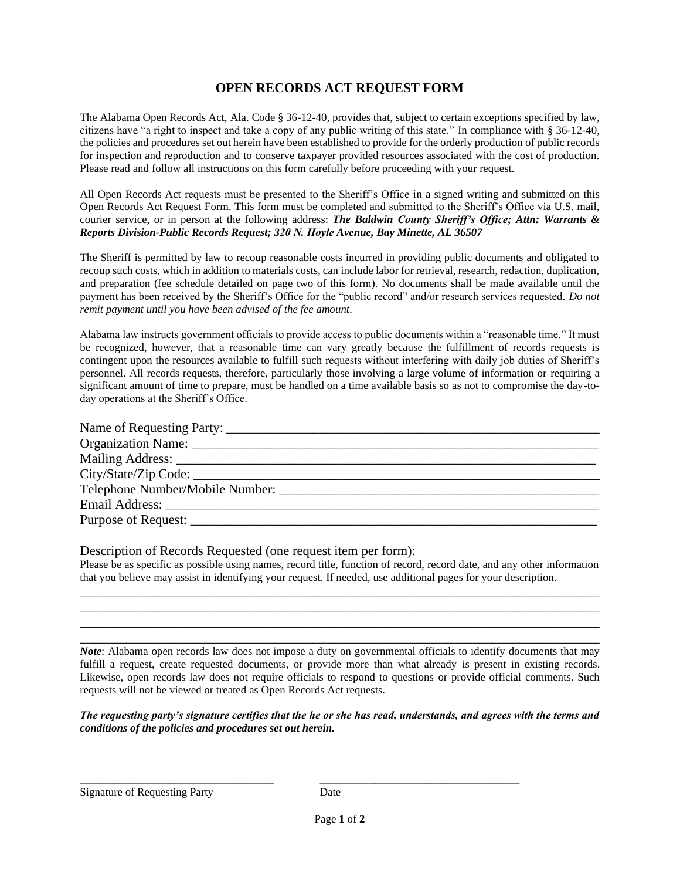# OPEN RECORDS ACT REQUEST FORM

The Alabama Open Records Act, Ala. Code § 36-12-40, provides that, subject to certain exceptions specified by law, citizens have "a right to inspect and take a copy of any public writing of this state." In compliance with § 36-12-40, the policies and procedures set out herein have been established to provide for the orderly production of public records for inspection and reproduction and to conserve taxpayer provided resources associated with the cost of production. Please read and follow all instructions on this form carefully before proceeding with your request.

All Open Records Act requests must be presented to the Sheriff's Office in a signed writing and submitted on this Open Records Act Request Form. This form must be completed and submitted to the Sheriff's Office via U.S. mail, courier service, or in person at the following address: ***The Baldwin County Sheriff's Office; Attn: Warrants & Reports Division-Public Records Request; 320 N. Hoyle Avenue, Bay Minette, AL 36507***

The Sheriff is permitted by law to recoup reasonable costs incurred in providing public documents and obligated to recoup such costs, which in addition to materials costs, can include labor for retrieval, research, redaction, duplication, and preparation (fee schedule detailed on page two of this form). No documents shall be made available until the payment has been received by the Sheriff's Office for the "public record" and/or research services requested. *Do not remit payment until you have been advised of the fee amount*.

Alabama law instructs government officials to provide access to public documents within a "reasonable time." It must be recognized, however, that a reasonable time can vary greatly because the fulfillment of records requests is contingent upon the resources available to fulfill such requests without interfering with daily job duties of Sheriff's personnel. All records requests, therefore, particularly those involving a large volume of information or requiring a significant amount of time to prepare, must be handled on a time available basis so as not to compromise the day-to-day operations at the Sheriff's Office.

Name of Requesting Party: ________________________________________________

Organization Name: ______________________________________________________

Mailing Address: ________________________________________________________

City/State/Zip Code: _____________________________________________________

Telephone Number/Mobile Number: _________________________________________

Email Address: _________________________________________________________

Purpose of Request: ______________________________________________________

Description of Records Requested (one request item per form):

Please be as specific as possible using names, record title, function of record, record date, and any other information that you believe may assist in identifying your request. If needed, use additional pages for your description.

______________________________________________________________________________

______________________________________________________________________________

______________________________________________________________________________

______________________________________________________________________________

***Note***: Alabama open records law does not impose a duty on governmental officials to identify documents that may fulfill a request, create requested documents, or provide more than what already is present in existing records. Likewise, open records law does not require officials to respond to questions or provide official comments. Such requests will not be viewed or treated as Open Records Act requests.

***The requesting party's signature certifies that the he or she has read, understands, and agrees with the terms and conditions of the policies and procedures set out herein.***

______________________________ ______________________________

Signature of Requesting Party Date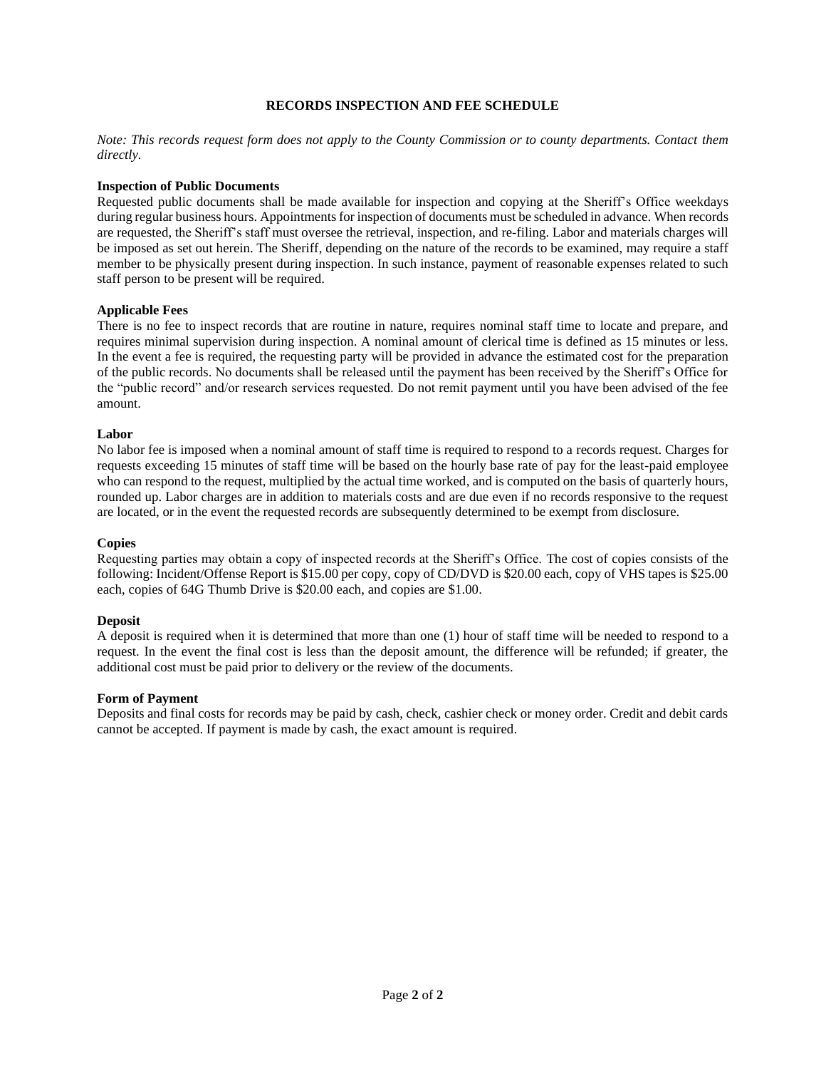# RECORDS INSPECTION AND FEE SCHEDULE

*Note: This records request form does not apply to the County Commission or to county departments. Contact them directly.*

**Inspection of Public Documents**

Requested public documents shall be made available for inspection and copying at the Sheriff's Office weekdays during regular business hours. Appointments for inspection of documents must be scheduled in advance. When records are requested, the Sheriff's staff must oversee the retrieval, inspection, and re-filing. Labor and materials charges will be imposed as set out herein. The Sheriff, depending on the nature of the records to be examined, may require a staff member to be physically present during inspection. In such instance, payment of reasonable expenses related to such staff person to be present will be required.

**Applicable Fees**

There is no fee to inspect records that are routine in nature, requires nominal staff time to locate and prepare, and requires minimal supervision during inspection. A nominal amount of clerical time is defined as 15 minutes or less. In the event a fee is required, the requesting party will be provided in advance the estimated cost for the preparation of the public records. No documents shall be released until the payment has been received by the Sheriff's Office for the "public record" and/or research services requested. Do not remit payment until you have been advised of the fee amount.

**Labor**

No labor fee is imposed when a nominal amount of staff time is required to respond to a records request. Charges for requests exceeding 15 minutes of staff time will be based on the hourly base rate of pay for the least-paid employee who can respond to the request, multiplied by the actual time worked, and is computed on the basis of quarterly hours, rounded up. Labor charges are in addition to materials costs and are due even if no records responsive to the request are located, or in the event the requested records are subsequently determined to be exempt from disclosure.

**Copies**

Requesting parties may obtain a copy of inspected records at the Sheriff's Office. The cost of copies consists of the following: Incident/Offense Report is $15.00 per copy, copy of CD/DVD is $20.00 each, copy of VHS tapes is $25.00 each, copies of 64G Thumb Drive is $20.00 each, and copies are $1.00.

**Deposit**

A deposit is required when it is determined that more than one (1) hour of staff time will be needed to respond to a request. In the event the final cost is less than the deposit amount, the difference will be refunded; if greater, the additional cost must be paid prior to delivery or the review of the documents.

**Form of Payment**

Deposits and final costs for records may be paid by cash, check, cashier check or money order. Credit and debit cards cannot be accepted. If payment is made by cash, the exact amount is required.